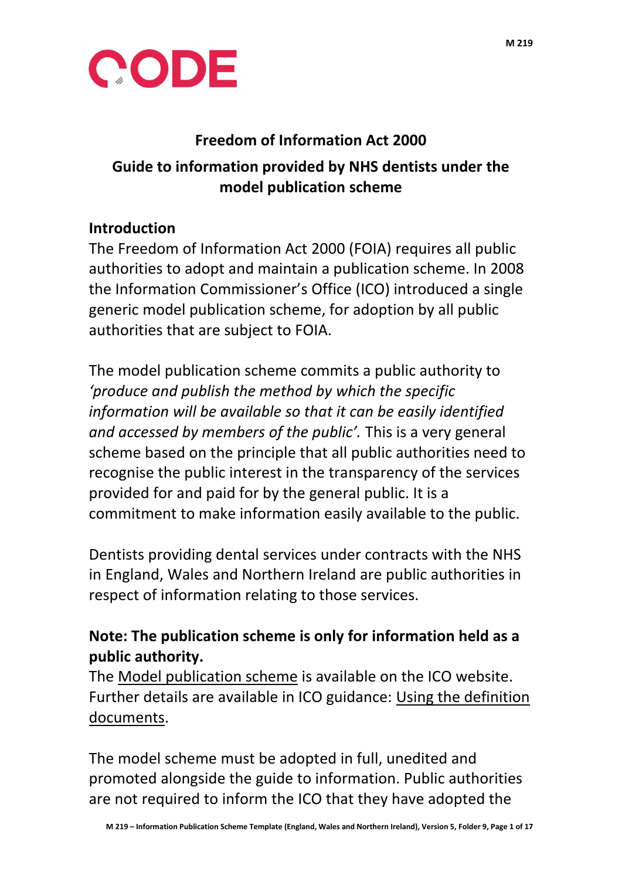CODE

M 219

# Freedom of Information Act 2000

## Guide to information provided by NHS dentists under the model publication scheme

### Introduction

The Freedom of Information Act 2000 (FOIA) requires all public authorities to adopt and maintain a publication scheme. In 2008 the Information Commissioner's Office (ICO) introduced a single generic model publication scheme, for adoption by all public authorities that are subject to FOIA.

The model publication scheme commits a public authority to *'produce and publish the method by which the specific information will be available so that it can be easily identified and accessed by members of the public'.* This is a very general scheme based on the principle that all public authorities need to recognise the public interest in the transparency of the services provided for and paid for by the general public. It is a commitment to make information easily available to the public.

Dentists providing dental services under contracts with the NHS in England, Wales and Northern Ireland are public authorities in respect of information relating to those services.

**Note: The publication scheme is only for information held as a public authority.**

The Model publication scheme is available on the ICO website. Further details are available in ICO guidance: Using the definition documents.

The model scheme must be adopted in full, unedited and promoted alongside the guide to information. Public authorities are not required to inform the ICO that they have adopted the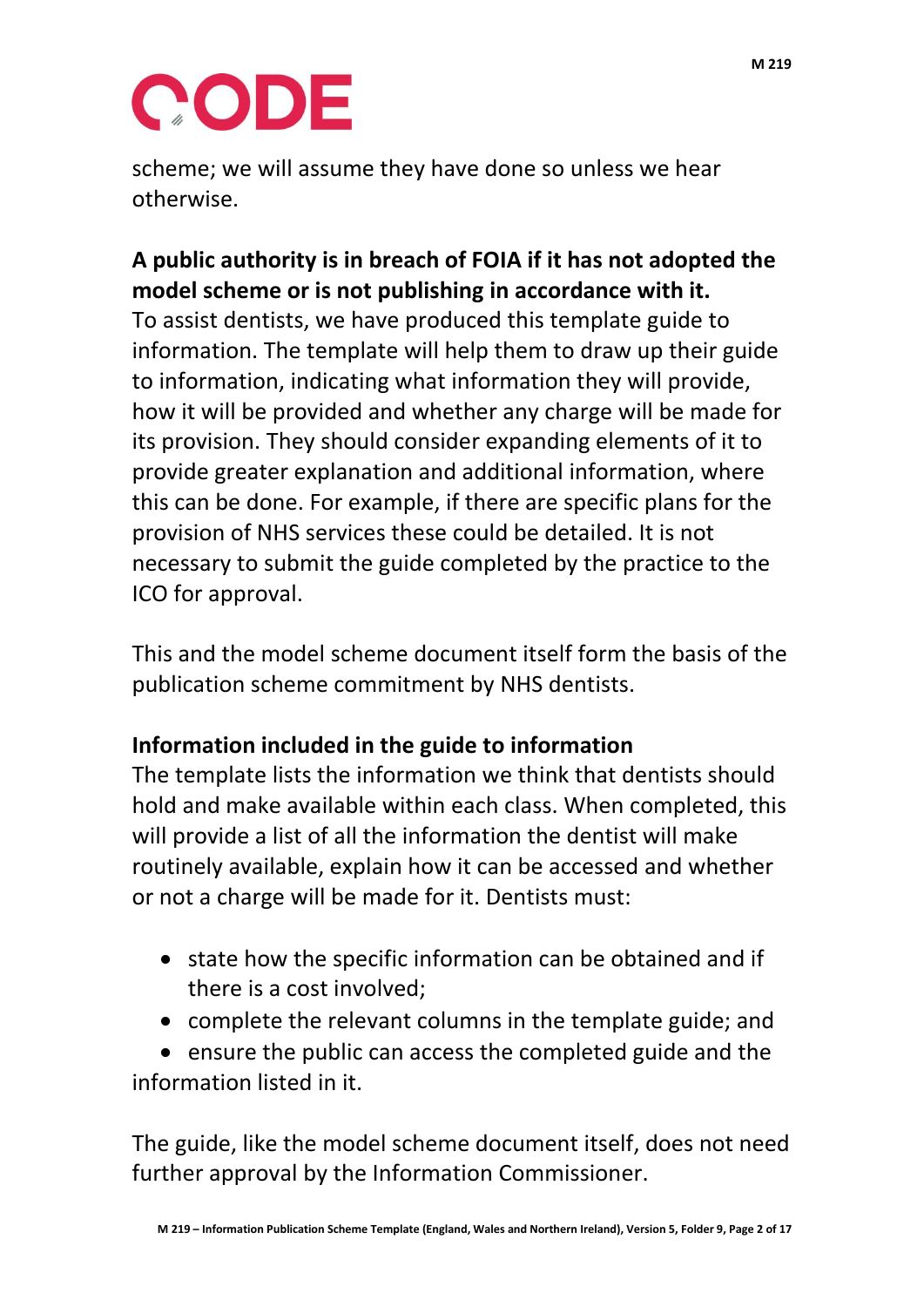scheme; we will assume they have done so unless we hear otherwise.

**A public authority is in breach of FOIA if it has not adopted the model scheme or is not publishing in accordance with it.**

To assist dentists, we have produced this template guide to information. The template will help them to draw up their guide to information, indicating what information they will provide, how it will be provided and whether any charge will be made for its provision. They should consider expanding elements of it to provide greater explanation and additional information, where this can be done. For example, if there are specific plans for the provision of NHS services these could be detailed. It is not necessary to submit the guide completed by the practice to the ICO for approval.

This and the model scheme document itself form the basis of the publication scheme commitment by NHS dentists.

**Information included in the guide to information**

The template lists the information we think that dentists should hold and make available within each class. When completed, this will provide a list of all the information the dentist will make routinely available, explain how it can be accessed and whether or not a charge will be made for it. Dentists must:

- state how the specific information can be obtained and if there is a cost involved;
- complete the relevant columns in the template guide; and
- ensure the public can access the completed guide and the information listed in it.

The guide, like the model scheme document itself, does not need further approval by the Information Commissioner.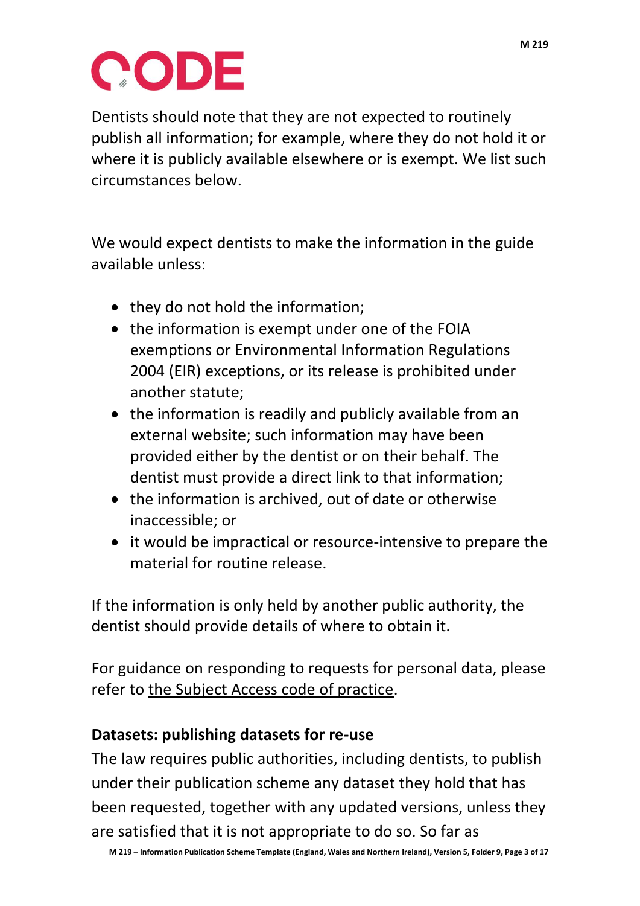Dentists should note that they are not expected to routinely publish all information; for example, where they do not hold it or where it is publicly available elsewhere or is exempt. We list such circumstances below.

We would expect dentists to make the information in the guide available unless:

- they do not hold the information;
- the information is exempt under one of the FOIA exemptions or Environmental Information Regulations 2004 (EIR) exceptions, or its release is prohibited under another statute;
- the information is readily and publicly available from an external website; such information may have been provided either by the dentist or on their behalf. The dentist must provide a direct link to that information;
- the information is archived, out of date or otherwise inaccessible; or
- it would be impractical or resource-intensive to prepare the material for routine release.

If the information is only held by another public authority, the dentist should provide details of where to obtain it.

For guidance on responding to requests for personal data, please refer to the Subject Access code of practice.

**Datasets: publishing datasets for re-use**

The law requires public authorities, including dentists, to publish under their publication scheme any dataset they hold that has been requested, together with any updated versions, unless they are satisfied that it is not appropriate to do so. So far as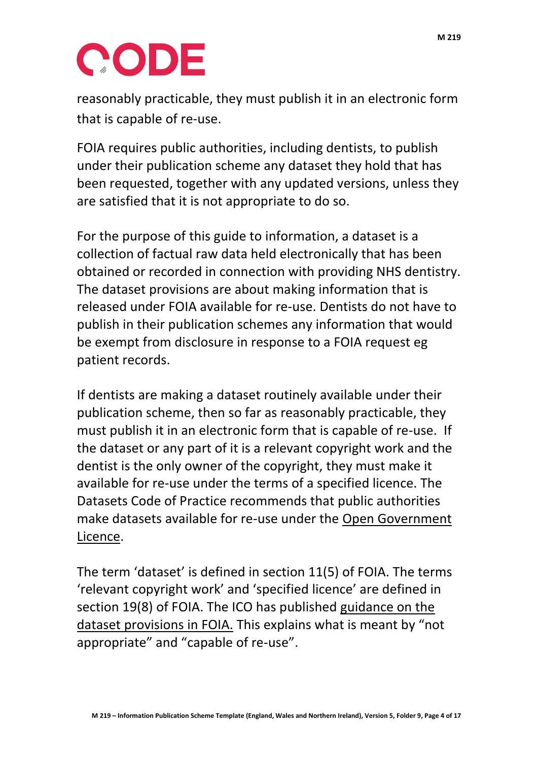reasonably practicable, they must publish it in an electronic form that is capable of re-use.

FOIA requires public authorities, including dentists, to publish under their publication scheme any dataset they hold that has been requested, together with any updated versions, unless they are satisfied that it is not appropriate to do so.

For the purpose of this guide to information, a dataset is a collection of factual raw data held electronically that has been obtained or recorded in connection with providing NHS dentistry. The dataset provisions are about making information that is released under FOIA available for re-use. Dentists do not have to publish in their publication schemes any information that would be exempt from disclosure in response to a FOIA request eg patient records.

If dentists are making a dataset routinely available under their publication scheme, then so far as reasonably practicable, they must publish it in an electronic form that is capable of re-use. If the dataset or any part of it is a relevant copyright work and the dentist is the only owner of the copyright, they must make it available for re-use under the terms of a specified licence. The Datasets Code of Practice recommends that public authorities make datasets available for re-use under the Open Government Licence.

The term 'dataset' is defined in section 11(5) of FOIA. The terms 'relevant copyright work' and 'specified licence' are defined in section 19(8) of FOIA. The ICO has published guidance on the dataset provisions in FOIA. This explains what is meant by "not appropriate" and "capable of re-use".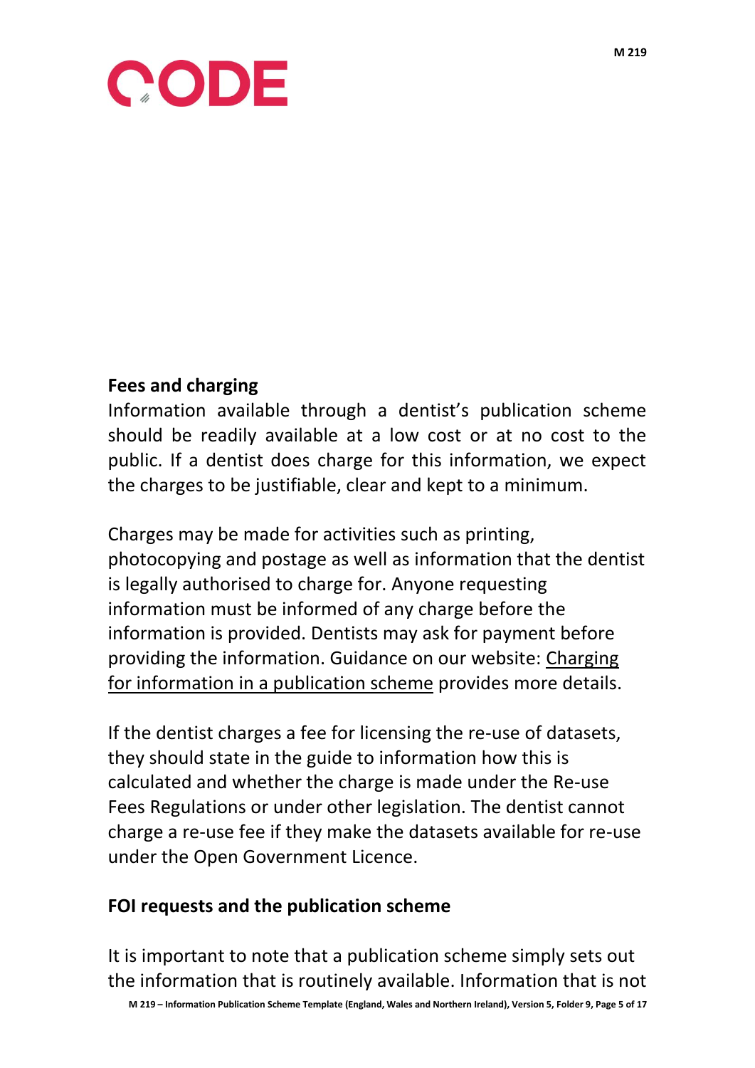## Fees and charging

Information available through a dentist's publication scheme should be readily available at a low cost or at no cost to the public. If a dentist does charge for this information, we expect the charges to be justifiable, clear and kept to a minimum.

Charges may be made for activities such as printing, photocopying and postage as well as information that the dentist is legally authorised to charge for. Anyone requesting information must be informed of any charge before the information is provided. Dentists may ask for payment before providing the information. Guidance on our website: Charging for information in a publication scheme provides more details.

If the dentist charges a fee for licensing the re-use of datasets, they should state in the guide to information how this is calculated and whether the charge is made under the Re-use Fees Regulations or under other legislation. The dentist cannot charge a re-use fee if they make the datasets available for re-use under the Open Government Licence.

## FOI requests and the publication scheme

It is important to note that a publication scheme simply sets out the information that is routinely available. Information that is not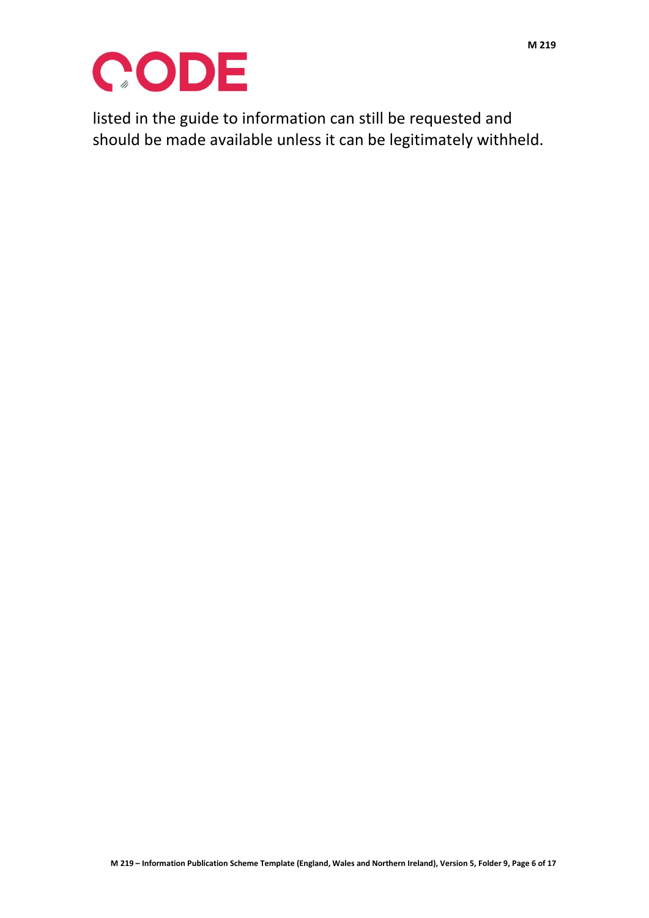listed in the guide to information can still be requested and should be made available unless it can be legitimately withheld.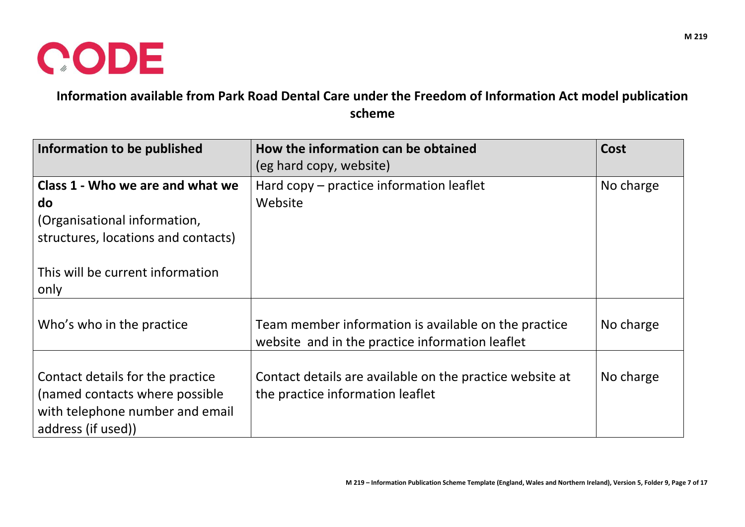**Information available from Park Road Dental Care under the Freedom of Information Act model publication scheme**

| **Information to be published** | **How the information can be obtained** (eg hard copy, website) | **Cost** |
|---|---|---|
| **Class 1 - Who we are and what we do** (Organisational information, structures, locations and contacts)<br><br>This will be current information only | Hard copy – practice information leaflet<br>Website | No charge |
| Who's who in the practice | Team member information is available on the practice website and in the practice information leaflet | No charge |
| Contact details for the practice (named contacts where possible with telephone number and email address (if used)) | Contact details are available on the practice website at the practice information leaflet | No charge |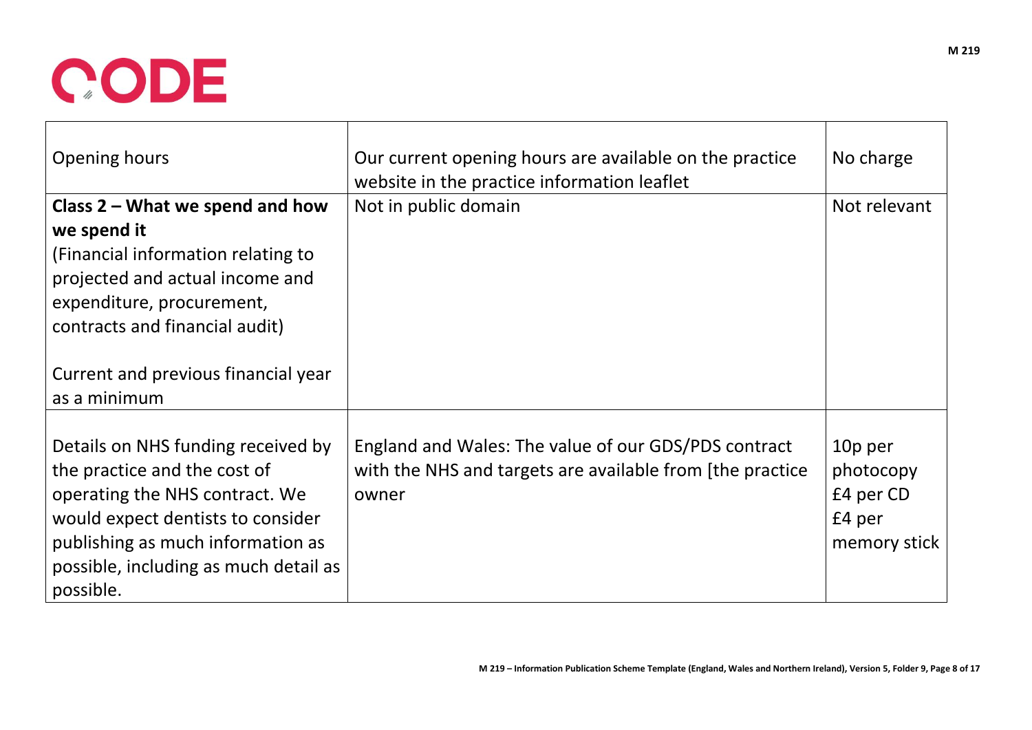| | | |
|---|---|---|
| Opening hours | Our current opening hours are available on the practice website in the practice information leaflet | No charge |
| **Class 2 – What we spend and how we spend it**<br>(Financial information relating to projected and actual income and expenditure, procurement, contracts and financial audit)<br><br>Current and previous financial year as a minimum | Not in public domain | Not relevant |
| Details on NHS funding received by the practice and the cost of operating the NHS contract. We would expect dentists to consider publishing as much information as possible, including as much detail as possible. | England and Wales: The value of our GDS/PDS contract with the NHS and targets are available from [the practice owner | 10p per photocopy<br>£4 per CD<br>£4 per memory stick |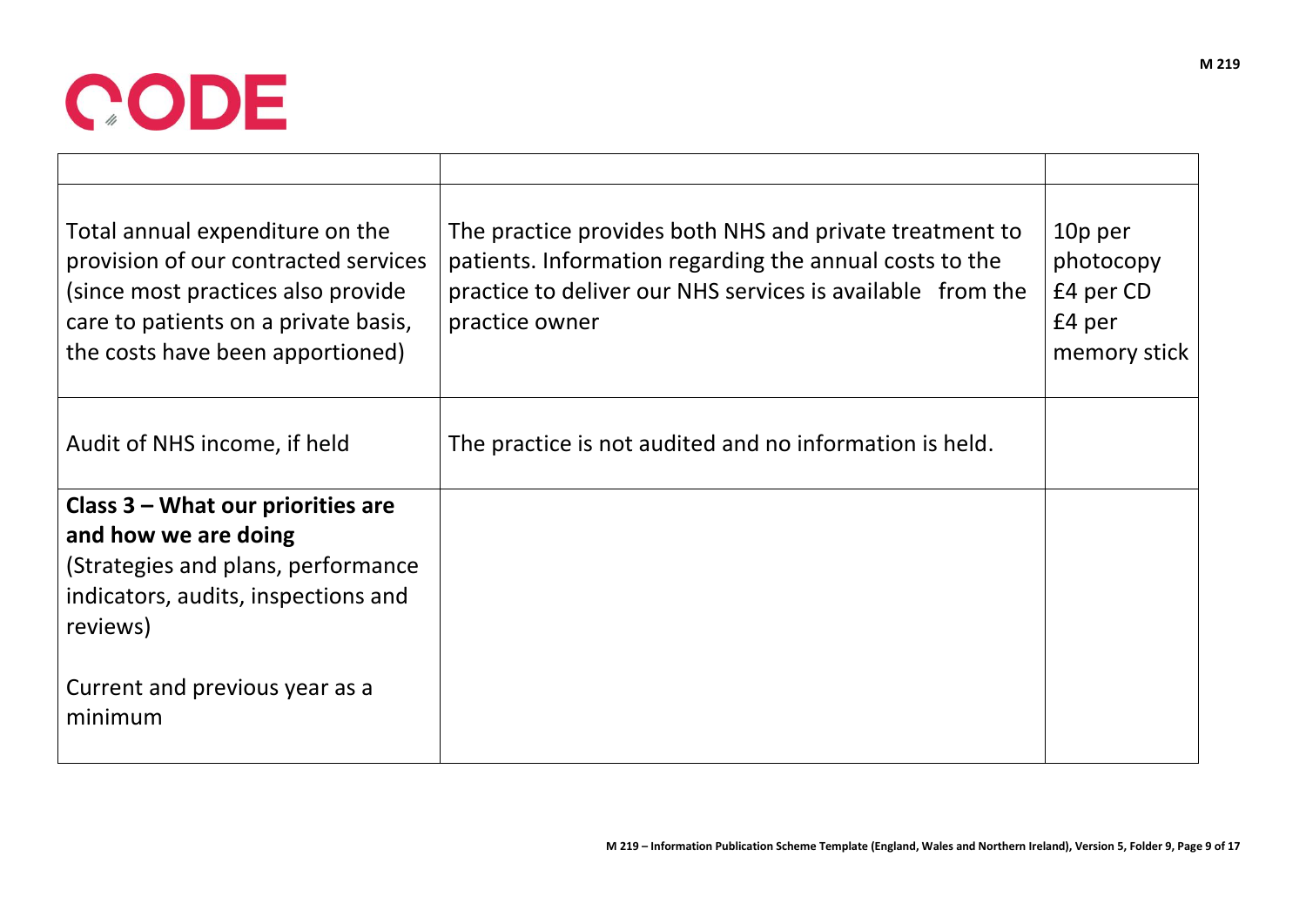| | | |
|---|---|---|
| Total annual expenditure on the provision of our contracted services (since most practices also provide care to patients on a private basis, the costs have been apportioned) | The practice provides both NHS and private treatment to patients. Information regarding the annual costs to the practice to deliver our NHS services is available from the practice owner | 10p per photocopy<br>£4 per CD<br>£4 per memory stick |
| Audit of NHS income, if held | The practice is not audited and no information is held. | |
| **Class 3 – What our priorities are and how we are doing**<br>(Strategies and plans, performance indicators, audits, inspections and reviews)<br><br>Current and previous year as a minimum | | |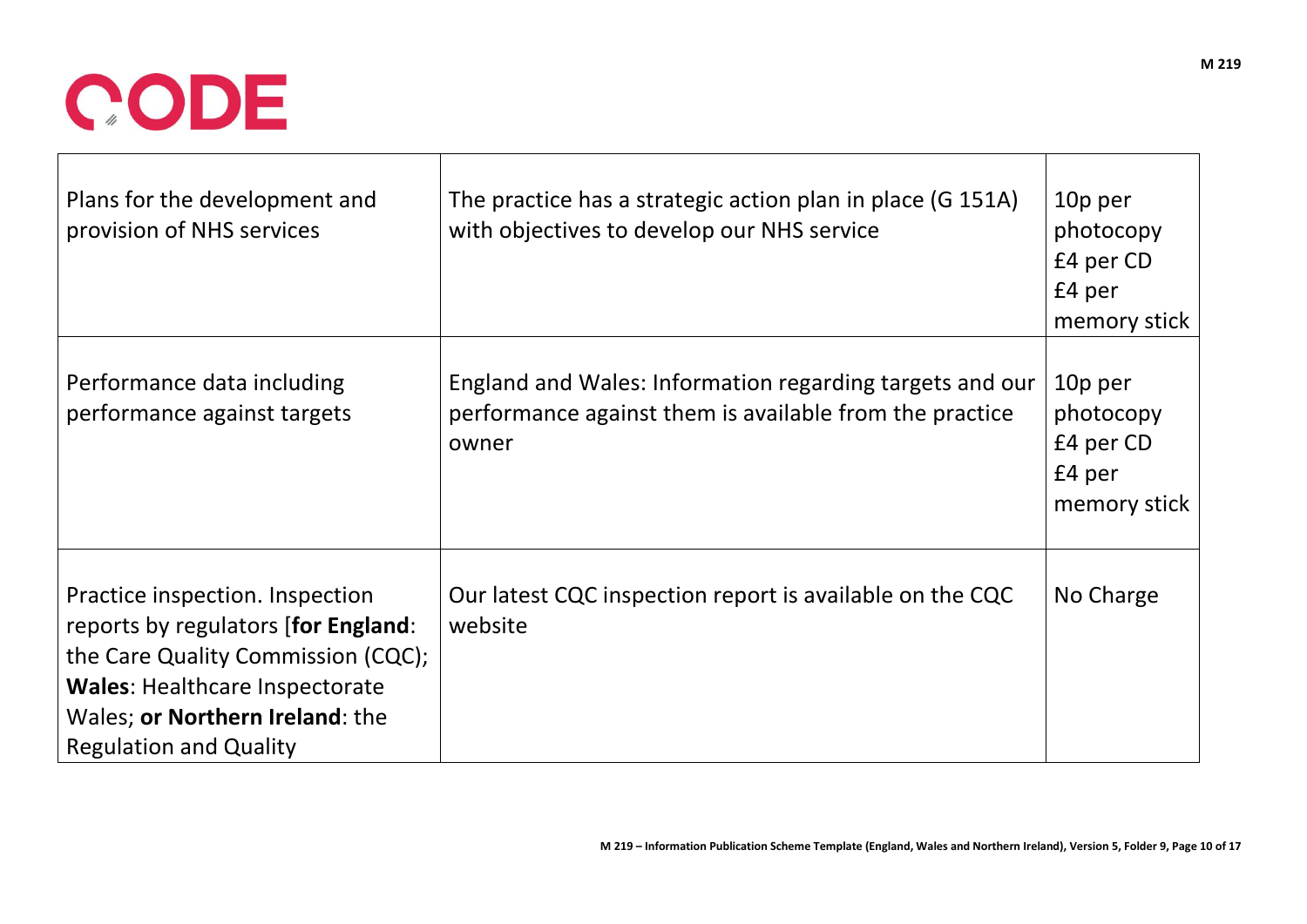| Plans for the development and provision of NHS services | The practice has a strategic action plan in place (G 151A) with objectives to develop our NHS service | 10p per photocopy<br>£4 per CD<br>£4 per memory stick |
|---|---|---|
| Performance data including performance against targets | England and Wales: Information regarding targets and our performance against them is available from the practice owner | 10p per photocopy<br>£4 per CD<br>£4 per memory stick |
| Practice inspection. Inspection reports by regulators [**for England**: the Care Quality Commission (CQC); **Wales**: Healthcare Inspectorate Wales; **or Northern Ireland**: the Regulation and Quality | Our latest CQC inspection report is available on the CQC website | No Charge |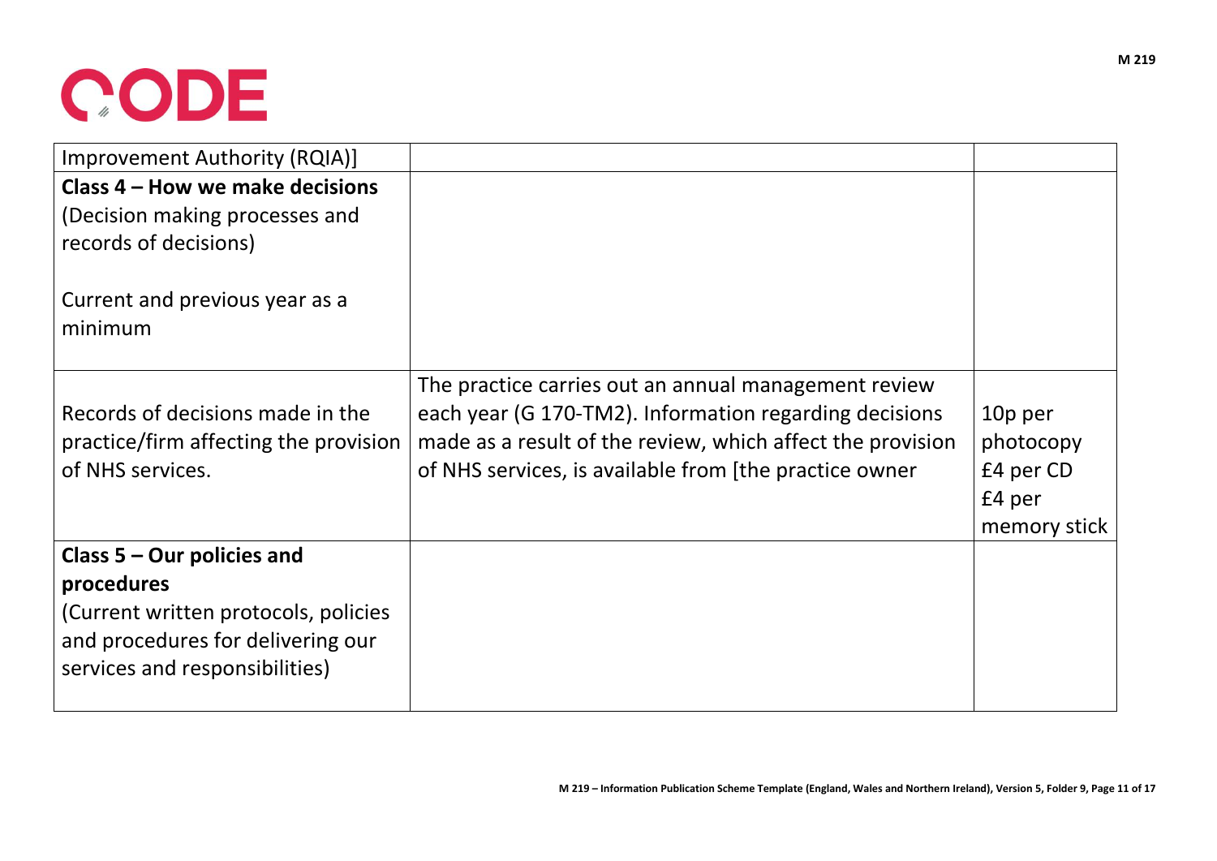| | | |
|---|---|---|
| Improvement Authority (RQIA)] | | |
| **Class 4 – How we make decisions**<br>(Decision making processes and records of decisions)<br><br>Current and previous year as a minimum | | |
| Records of decisions made in the practice/firm affecting the provision of NHS services. | The practice carries out an annual management review each year (G 170-TM2). Information regarding decisions made as a result of the review, which affect the provision of NHS services, is available from [the practice owner | 10p per photocopy<br>£4 per CD<br>£4 per memory stick |
| **Class 5 – Our policies and procedures**<br>(Current written protocols, policies and procedures for delivering our services and responsibilities) | | |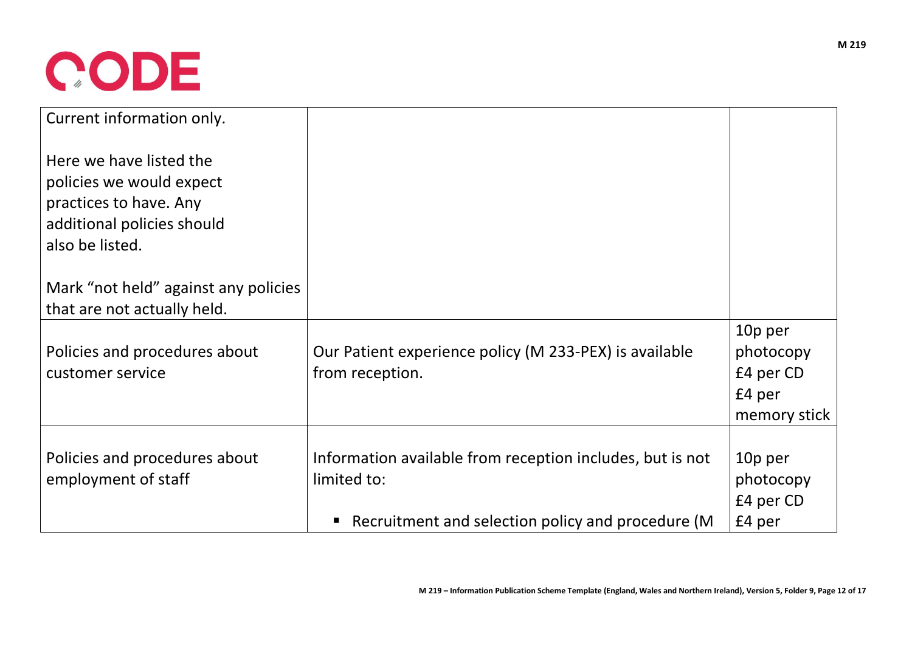| | | |
|---|---|---|
| Current information only.<br><br>Here we have listed the policies we would expect practices to have. Any additional policies should also be listed.<br><br>Mark "not held" against any policies that are not actually held. | | |
| Policies and procedures about customer service | Our Patient experience policy (M 233-PEX) is available from reception. | 10p per photocopy<br>£4 per CD<br>£4 per memory stick |
| Policies and procedures about employment of staff | Information available from reception includes, but is not limited to:<br><br>▪ Recruitment and selection policy and procedure (M | 10p per photocopy<br>£4 per CD<br>£4 per |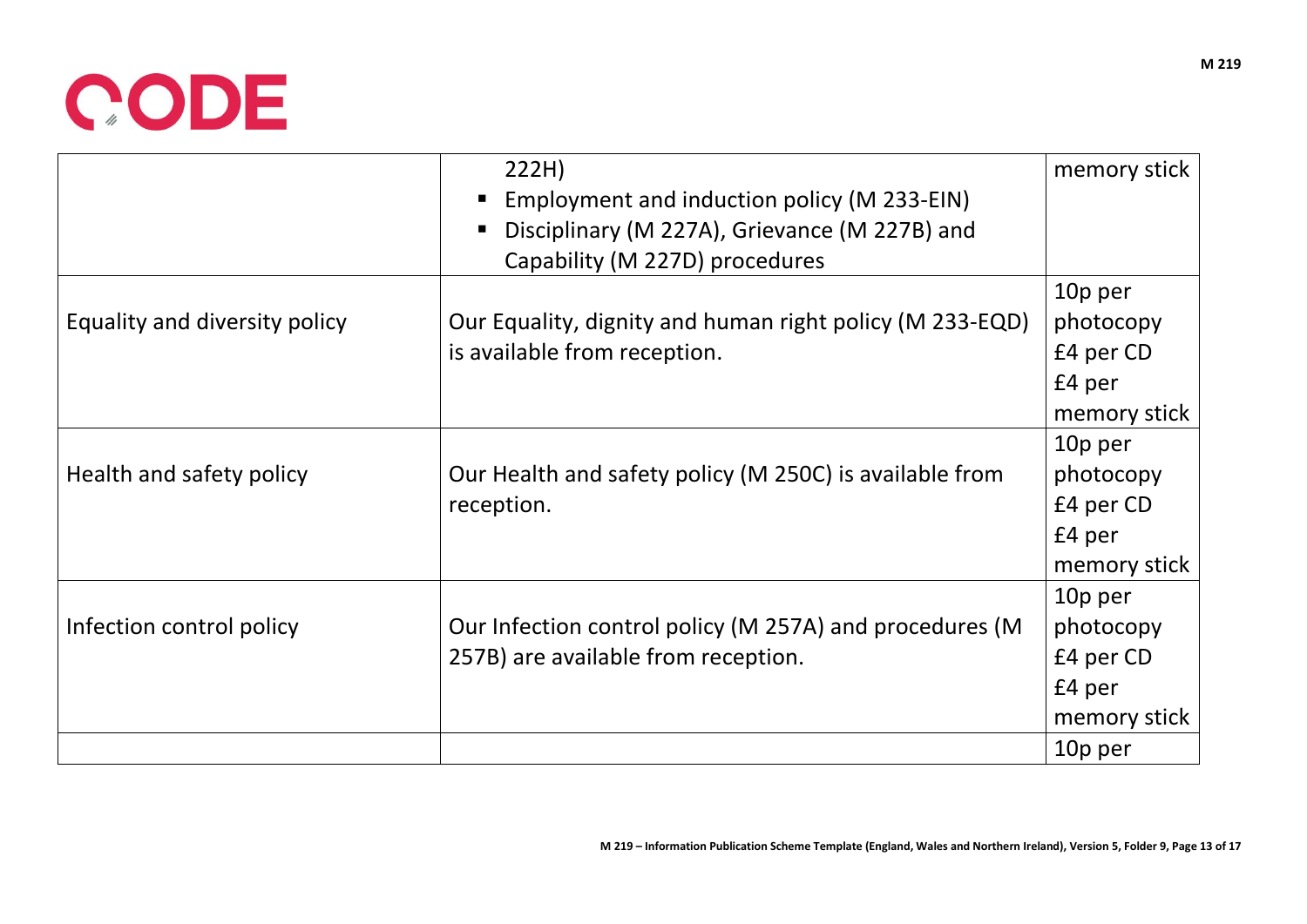| | | |
|---|---|---|
| | 222H)<br>▪ Employment and induction policy (M 233-EIN)<br>▪ Disciplinary (M 227A), Grievance (M 227B) and Capability (M 227D) procedures | memory stick |
| Equality and diversity policy | Our Equality, dignity and human right policy (M 233-EQD) is available from reception. | 10p per photocopy<br>£4 per CD<br>£4 per memory stick |
| Health and safety policy | Our Health and safety policy (M 250C) is available from reception. | 10p per photocopy<br>£4 per CD<br>£4 per memory stick |
| Infection control policy | Our Infection control policy (M 257A) and procedures (M 257B) are available from reception. | 10p per photocopy<br>£4 per CD<br>£4 per memory stick |
| | | 10p per |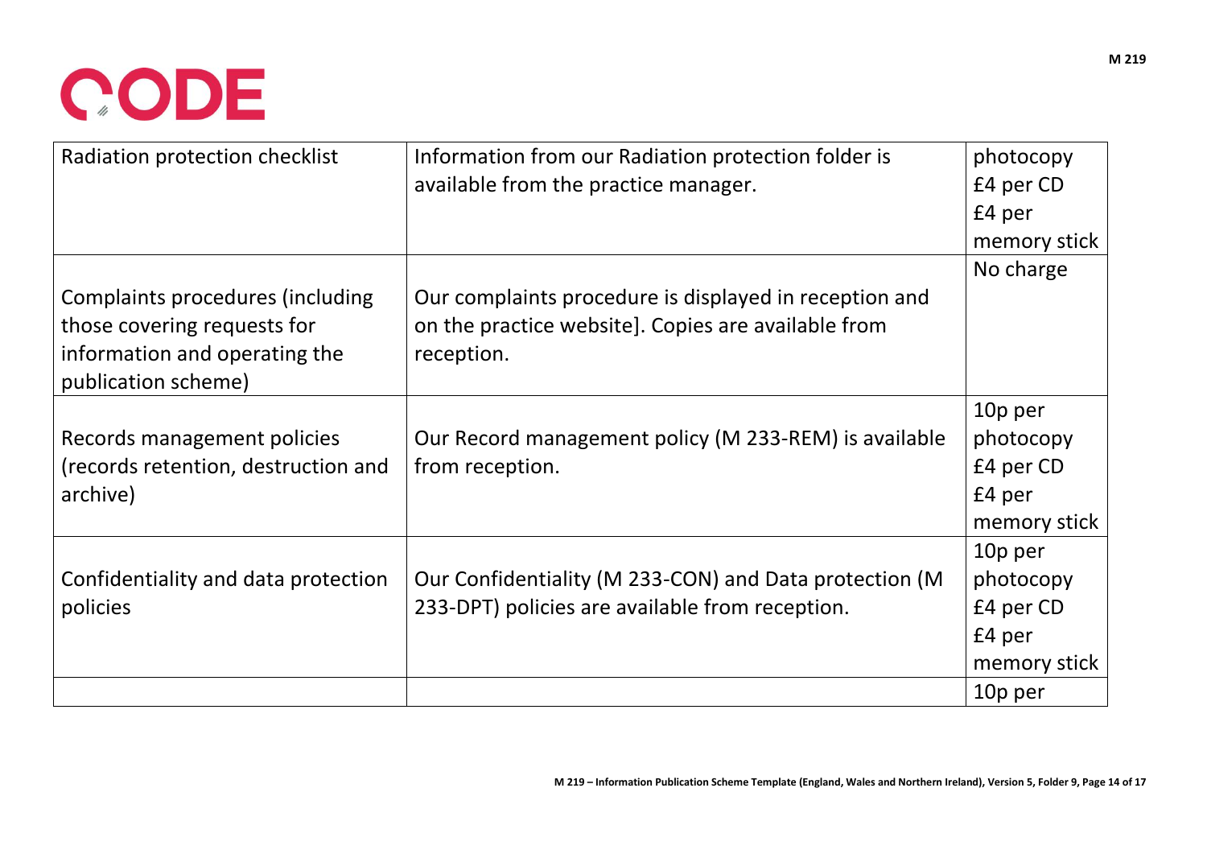| Radiation protection checklist | Information from our Radiation protection folder is available from the practice manager. | photocopy £4 per CD £4 per memory stick |
|---|---|---|
| Complaints procedures (including those covering requests for information and operating the publication scheme) | Our complaints procedure is displayed in reception and on the practice website]. Copies are available from reception. | No charge |
| Records management policies (records retention, destruction and archive) | Our Record management policy (M 233-REM) is available from reception. | 10p per photocopy £4 per CD £4 per memory stick |
| Confidentiality and data protection policies | Our Confidentiality (M 233-CON) and Data protection (M 233-DPT) policies are available from reception. | 10p per photocopy £4 per CD £4 per memory stick |
| | | 10p per |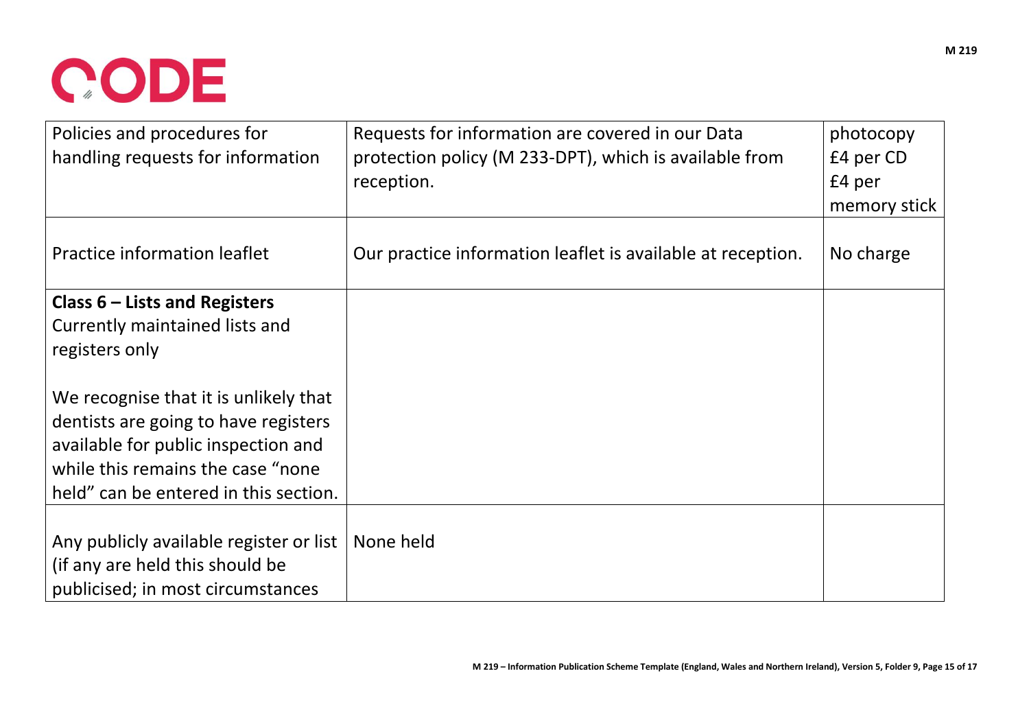| | | |
|---|---|---|
| Policies and procedures for handling requests for information | Requests for information are covered in our Data protection policy (M 233-DPT), which is available from reception. | photocopy<br>£4 per CD<br>£4 per memory stick |
| Practice information leaflet | Our practice information leaflet is available at reception. | No charge |
| **Class 6 – Lists and Registers**<br>Currently maintained lists and registers only<br><br>We recognise that it is unlikely that dentists are going to have registers available for public inspection and while this remains the case "none held" can be entered in this section. | | |
| Any publicly available register or list (if any are held this should be publicised; in most circumstances | None held | |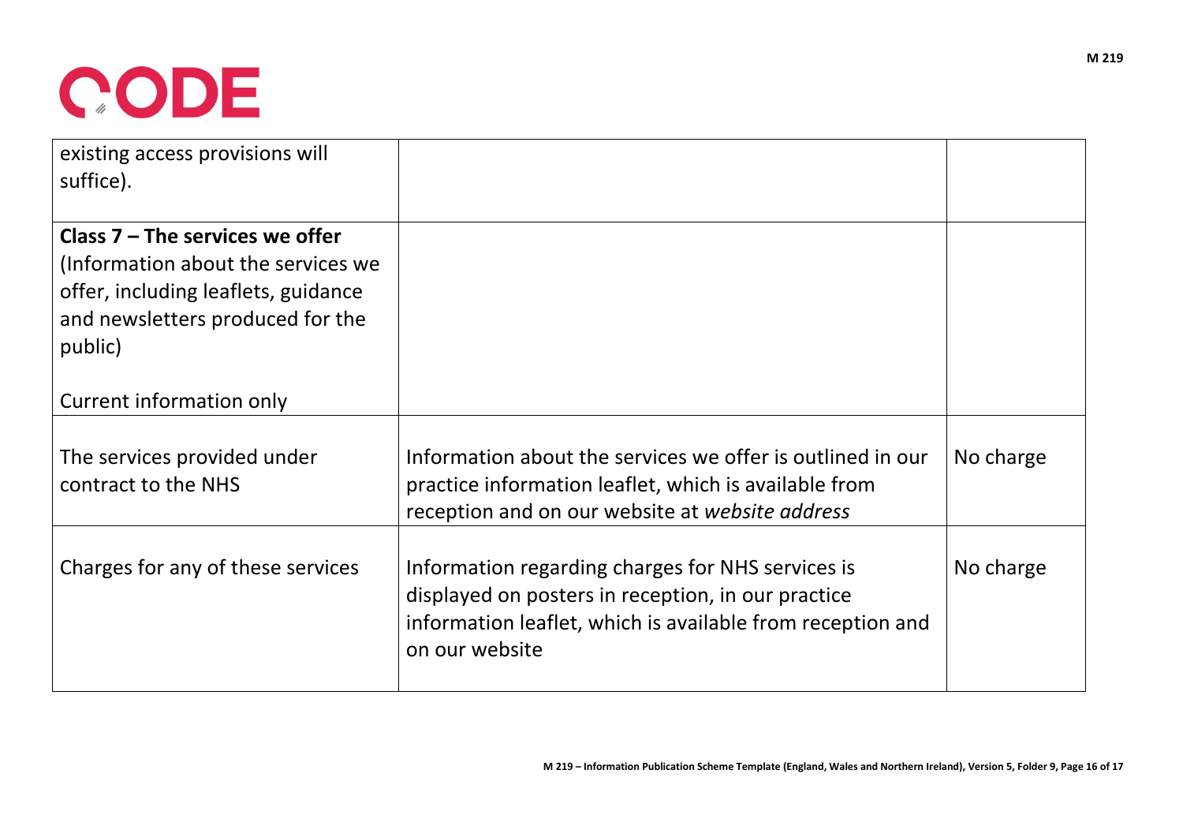| | | |
|---|---|---|
| existing access provisions will suffice). | | |
| **Class 7 – The services we offer** (Information about the services we offer, including leaflets, guidance and newsletters produced for the public)<br><br>Current information only | | |
| The services provided under contract to the NHS | Information about the services we offer is outlined in our practice information leaflet, which is available from reception and on our website at *website address* | No charge |
| Charges for any of these services | Information regarding charges for NHS services is displayed on posters in reception, in our practice information leaflet, which is available from reception and on our website | No charge |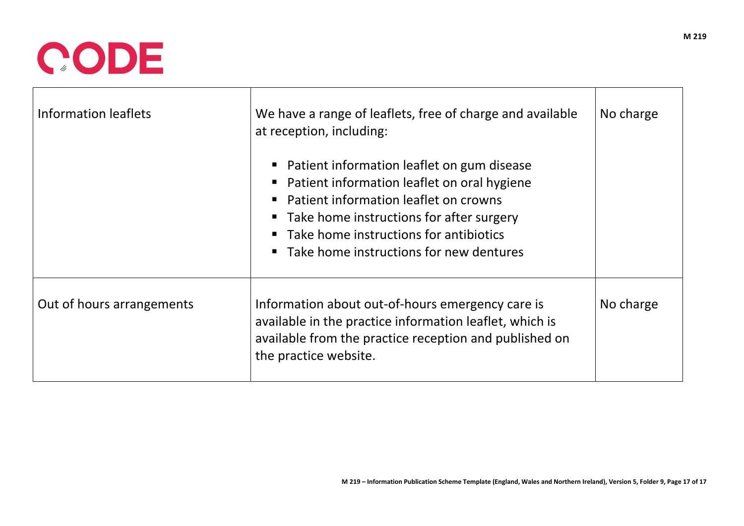| | | |
|---|---|---|
| Information leaflets | We have a range of leaflets, free of charge and available at reception, including:<br><br>- Patient information leaflet on gum disease<br>- Patient information leaflet on oral hygiene<br>- Patient information leaflet on crowns<br>- Take home instructions for after surgery<br>- Take home instructions for antibiotics<br>- Take home instructions for new dentures | No charge |
| Out of hours arrangements | Information about out-of-hours emergency care is available in the practice information leaflet, which is available from the practice reception and published on the practice website. | No charge |